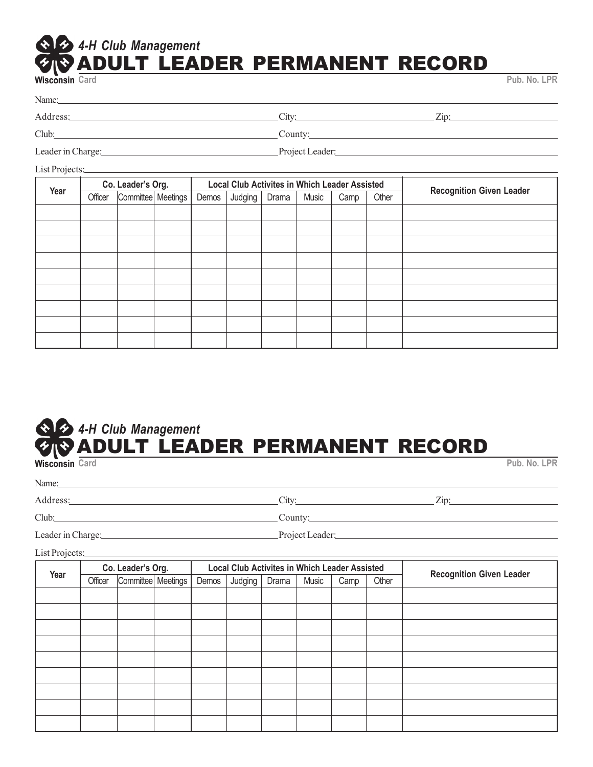## *4-H Club Management*

# ADULT LEADER PERMANENT RECORD

**Wisconsin** Card Pub. No. LPR

Name: ______________________________

Address: ______________________________ City: ______________________ Zip: ______________

Club: ______________________________ County: ______________________________

Leader in Charge: ______________________________ Project Leader: ______________________________

List Projects: ______________________________

| Year | Co. Leader's Org. | | | Local Club Activites in Which Leader Assisted | | | | | | Recognition Given Leader |
|---|---|---|---|---|---|---|---|---|---|---|
| | Officer | Committee | Meetings | Demos | Judging | Drama | Music | Camp | Other | |
| | | | | | | | | | | |
| | | | | | | | | | | |
| | | | | | | | | | | |
| | | | | | | | | | | |
| | | | | | | | | | | |
| | | | | | | | | | | |
| | | | | | | | | | | |
| | | | | | | | | | | |
| | | | | | | | | | | |

## *4-H Club Management*

# ADULT LEADER PERMANENT RECORD

**Wisconsin** Card Pub. No. LPR

Name: ______________________________

Address: ______________________________ City: ______________________ Zip: ______________

Club: ______________________________ County: ______________________________

Leader in Charge: ______________________________ Project Leader: ______________________________

List Projects: ______________________________

| Year | Co. Leader's Org. | | | Local Club Activites in Which Leader Assisted | | | | | | Recognition Given Leader |
|---|---|---|---|---|---|---|---|---|---|---|
| | Officer | Committee | Meetings | Demos | Judging | Drama | Music | Camp | Other | |
| | | | | | | | | | | |
| | | | | | | | | | | |
| | | | | | | | | | | |
| | | | | | | | | | | |
| | | | | | | | | | | |
| | | | | | | | | | | |
| | | | | | | | | | | |
| | | | | | | | | | | |
| | | | | | | | | | | |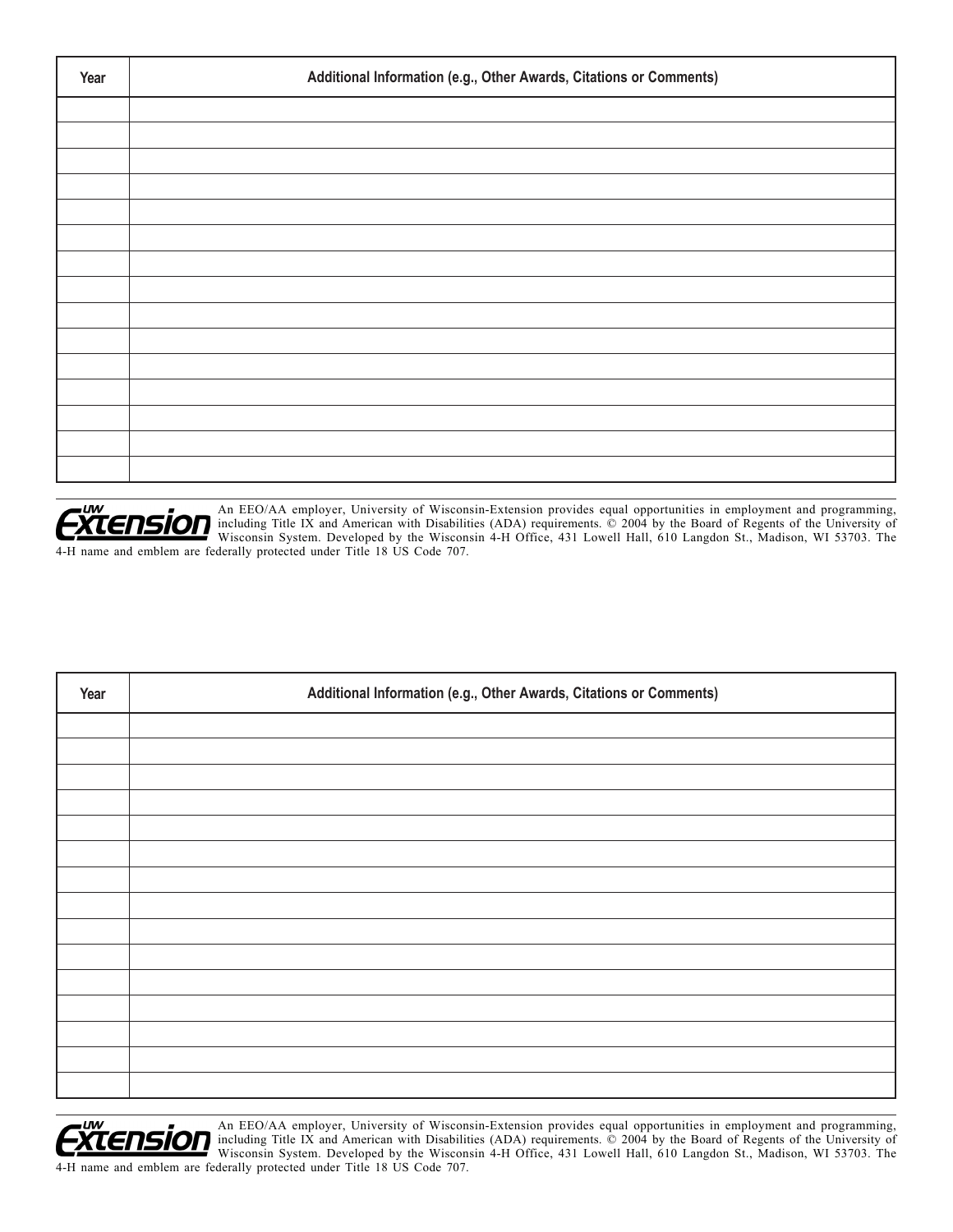| Year | Additional Information (e.g., Other Awards, Citations or Comments) |
|---|---|
| | |
| | |
| | |
| | |
| | |
| | |
| | |
| | |
| | |
| | |
| | |
| | |
| | |
| | |
| | |

UW Extension

An EEO/AA employer, University of Wisconsin-Extension provides equal opportunities in employment and programming, including Title IX and American with Disabilities (ADA) requirements. © 2004 by the Board of Regents of the University of Wisconsin System. Developed by the Wisconsin 4-H Office, 431 Lowell Hall, 610 Langdon St., Madison, WI 53703. The 4-H name and emblem are federally protected under Title 18 US Code 707.

| Year | Additional Information (e.g., Other Awards, Citations or Comments) |
|---|---|
| | |
| | |
| | |
| | |
| | |
| | |
| | |
| | |
| | |
| | |
| | |
| | |
| | |
| | |
| | |

UW Extension

An EEO/AA employer, University of Wisconsin-Extension provides equal opportunities in employment and programming, including Title IX and American with Disabilities (ADA) requirements. © 2004 by the Board of Regents of the University of Wisconsin System. Developed by the Wisconsin 4-H Office, 431 Lowell Hall, 610 Langdon St., Madison, WI 53703. The 4-H name and emblem are federally protected under Title 18 US Code 707.